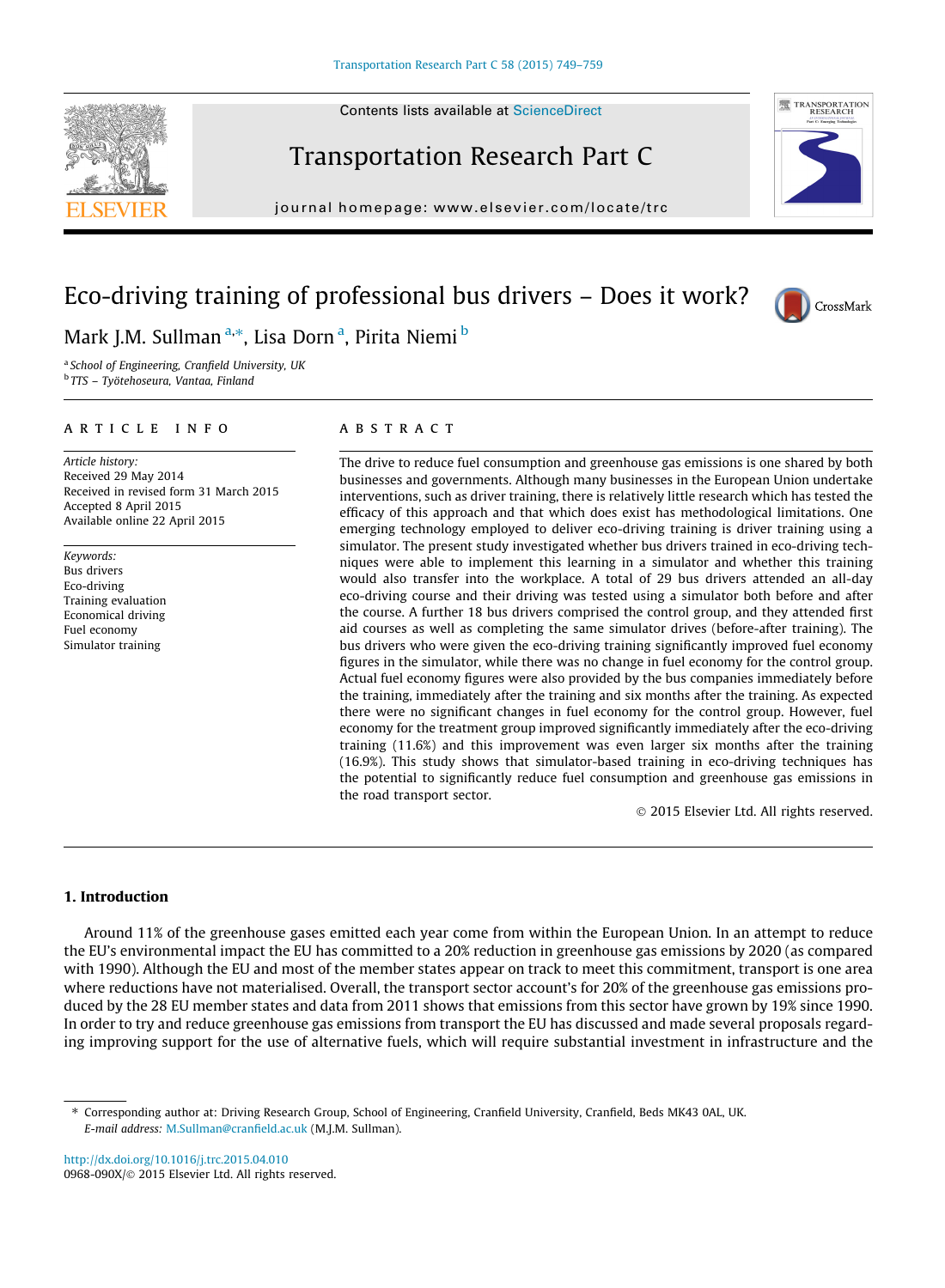# Eco-driving training of professional bus drivers – Does it work?

Mark J.M. Sullman [a,*], Lisa Dorn [a], Pirita Niemi [b]

[a] School of Engineering, Cranfield University, UK

[b] TTS – Työtehoseura, Vantaa, Finland

## ARTICLE INFO

*Article history:*
Received 29 May 2014
Received in revised form 31 March 2015
Accepted 8 April 2015
Available online 22 April 2015

*Keywords:*
Bus drivers
Eco-driving
Training evaluation
Economical driving
Fuel economy
Simulator training

## ABSTRACT

The drive to reduce fuel consumption and greenhouse gas emissions is one shared by both businesses and governments. Although many businesses in the European Union undertake interventions, such as driver training, there is relatively little research which has tested the efficacy of this approach and that which does exist has methodological limitations. One emerging technology employed to deliver eco-driving training is driver training using a simulator. The present study investigated whether bus drivers trained in eco-driving techniques were able to implement this learning in a simulator and whether this training would also transfer into the workplace. A total of 29 bus drivers attended an all-day eco-driving course and their driving was tested using a simulator both before and after the course. A further 18 bus drivers comprised the control group, and they attended first aid courses as well as completing the same simulator drives (before-after training). The bus drivers who were given the eco-driving training significantly improved fuel economy figures in the simulator, while there was no change in fuel economy for the control group. Actual fuel economy figures were also provided by the bus companies immediately before the training, immediately after the training and six months after the training. As expected there were no significant changes in fuel economy for the control group. However, fuel economy for the treatment group improved significantly immediately after the eco-driving training (11.6%) and this improvement was even larger six months after the training (16.9%). This study shows that simulator-based training in eco-driving techniques has the potential to significantly reduce fuel consumption and greenhouse gas emissions in the road transport sector.

© 2015 Elsevier Ltd. All rights reserved.

## 1. Introduction

Around 11% of the greenhouse gases emitted each year come from within the European Union. In an attempt to reduce the EU's environmental impact the EU has committed to a 20% reduction in greenhouse gas emissions by 2020 (as compared with 1990). Although the EU and most of the member states appear on track to meet this commitment, transport is one area where reductions have not materialised. Overall, the transport sector account's for 20% of the greenhouse gas emissions produced by the 28 EU member states and data from 2011 shows that emissions from this sector have grown by 19% since 1990. In order to try and reduce greenhouse gas emissions from transport the EU has discussed and made several proposals regarding improving support for the use of alternative fuels, which will require substantial investment in infrastructure and the

---

* Corresponding author at: Driving Research Group, School of Engineering, Cranfield University, Cranfield, Beds MK43 0AL, UK.
*E-mail address:* M.Sullman@cranfield.ac.uk (M.J.M. Sullman).

http://dx.doi.org/10.1016/j.trc.2015.04.010
0968-090X/© 2015 Elsevier Ltd. All rights reserved.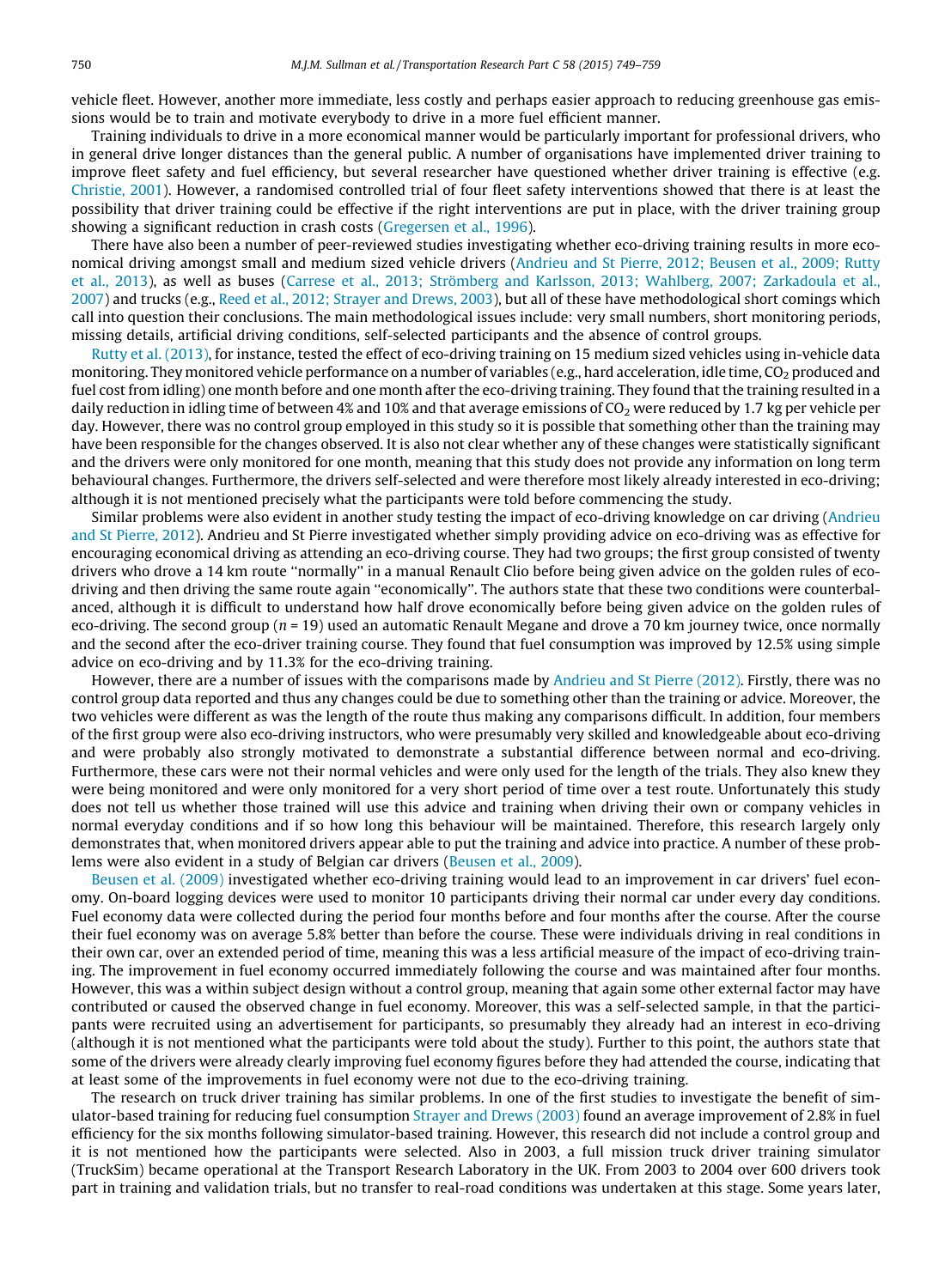vehicle fleet. However, another more immediate, less costly and perhaps easier approach to reducing greenhouse gas emissions would be to train and motivate everybody to drive in a more fuel efficient manner.

Training individuals to drive in a more economical manner would be particularly important for professional drivers, who in general drive longer distances than the general public. A number of organisations have implemented driver training to improve fleet safety and fuel efficiency, but several researcher have questioned whether driver training is effective (e.g. Christie, 2001). However, a randomised controlled trial of four fleet safety interventions showed that there is at least the possibility that driver training could be effective if the right interventions are put in place, with the driver training group showing a significant reduction in crash costs (Gregersen et al., 1996).

There have also been a number of peer-reviewed studies investigating whether eco-driving training results in more economical driving amongst small and medium sized vehicle drivers (Andrieu and St Pierre, 2012; Beusen et al., 2009; Rutty et al., 2013), as well as buses (Carrese et al., 2013; Strömberg and Karlsson, 2013; Wahlberg, 2007; Zarkadoula et al., 2007) and trucks (e.g., Reed et al., 2012; Strayer and Drews, 2003), but all of these have methodological short comings which call into question their conclusions. The main methodological issues include: very small numbers, short monitoring periods, missing details, artificial driving conditions, self-selected participants and the absence of control groups.

Rutty et al. (2013), for instance, tested the effect of eco-driving training on 15 medium sized vehicles using in-vehicle data monitoring. They monitored vehicle performance on a number of variables (e.g., hard acceleration, idle time, $CO_2$ produced and fuel cost from idling) one month before and one month after the eco-driving training. They found that the training resulted in a daily reduction in idling time of between 4% and 10% and that average emissions of $CO_2$ were reduced by 1.7 kg per vehicle per day. However, there was no control group employed in this study so it is possible that something other than the training may have been responsible for the changes observed. It is also not clear whether any of these changes were statistically significant and the drivers were only monitored for one month, meaning that this study does not provide any information on long term behavioural changes. Furthermore, the drivers self-selected and were therefore most likely already interested in eco-driving; although it is not mentioned precisely what the participants were told before commencing the study.

Similar problems were also evident in another study testing the impact of eco-driving knowledge on car driving (Andrieu and St Pierre, 2012). Andrieu and St Pierre investigated whether simply providing advice on eco-driving was as effective for encouraging economical driving as attending an eco-driving course. They had two groups; the first group consisted of twenty drivers who drove a 14 km route ''normally'' in a manual Renault Clio before being given advice on the golden rules of eco-driving and then driving the same route again ''economically''. The authors state that these two conditions were counterbalanced, although it is difficult to understand how half drove economically before being given advice on the golden rules of eco-driving. The second group ($n = 19$) used an automatic Renault Megane and drove a 70 km journey twice, once normally and the second after the eco-driver training course. They found that fuel consumption was improved by 12.5% using simple advice on eco-driving and by 11.3% for the eco-driving training.

However, there are a number of issues with the comparisons made by Andrieu and St Pierre (2012). Firstly, there was no control group data reported and thus any changes could be due to something other than the training or advice. Moreover, the two vehicles were different as was the length of the route thus making any comparisons difficult. In addition, four members of the first group were also eco-driving instructors, who were presumably very skilled and knowledgeable about eco-driving and were probably also strongly motivated to demonstrate a substantial difference between normal and eco-driving. Furthermore, these cars were not their normal vehicles and were only used for the length of the trials. They also knew they were being monitored and were only monitored for a very short period of time over a test route. Unfortunately this study does not tell us whether those trained will use this advice and training when driving their own or company vehicles in normal everyday conditions and if so how long this behaviour will be maintained. Therefore, this research largely only demonstrates that, when monitored drivers appear able to put the training and advice into practice. A number of these problems were also evident in a study of Belgian car drivers (Beusen et al., 2009).

Beusen et al. (2009) investigated whether eco-driving training would lead to an improvement in car drivers' fuel economy. On-board logging devices were used to monitor 10 participants driving their normal car under every day conditions. Fuel economy data were collected during the period four months before and four months after the course. After the course their fuel economy was on average 5.8% better than before the course. These were individuals driving in real conditions in their own car, over an extended period of time, meaning this was a less artificial measure of the impact of eco-driving training. The improvement in fuel economy occurred immediately following the course and was maintained after four months. However, this was a within subject design without a control group, meaning that again some other external factor may have contributed or caused the observed change in fuel economy. Moreover, this was a self-selected sample, in that the participants were recruited using an advertisement for participants, so presumably they already had an interest in eco-driving (although it is not mentioned what the participants were told about the study). Further to this point, the authors state that some of the drivers were already clearly improving fuel economy figures before they had attended the course, indicating that at least some of the improvements in fuel economy were not due to the eco-driving training.

The research on truck driver training has similar problems. In one of the first studies to investigate the benefit of simulator-based training for reducing fuel consumption Strayer and Drews (2003) found an average improvement of 2.8% in fuel efficiency for the six months following simulator-based training. However, this research did not include a control group and it is not mentioned how the participants were selected. Also in 2003, a full mission truck driver training simulator (TruckSim) became operational at the Transport Research Laboratory in the UK. From 2003 to 2004 over 600 drivers took part in training and validation trials, but no transfer to real-road conditions was undertaken at this stage. Some years later,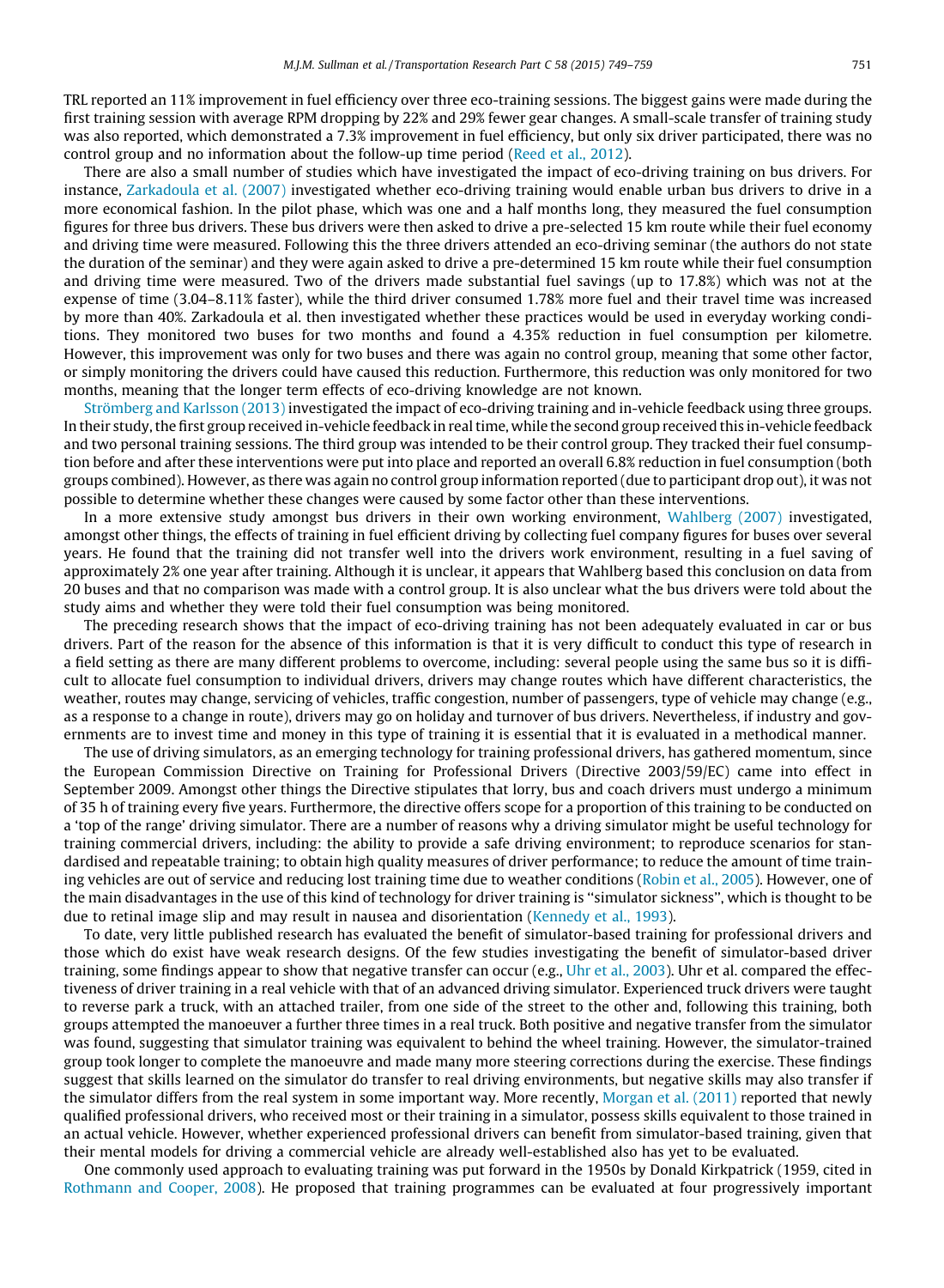TRL reported an 11% improvement in fuel efficiency over three eco-training sessions. The biggest gains were made during the first training session with average RPM dropping by 22% and 29% fewer gear changes. A small-scale transfer of training study was also reported, which demonstrated a 7.3% improvement in fuel efficiency, but only six driver participated, there was no control group and no information about the follow-up time period (Reed et al., 2012).

There are also a small number of studies which have investigated the impact of eco-driving training on bus drivers. For instance, Zarkadoula et al. (2007) investigated whether eco-driving training would enable urban bus drivers to drive in a more economical fashion. In the pilot phase, which was one and a half months long, they measured the fuel consumption figures for three bus drivers. These bus drivers were then asked to drive a pre-selected 15 km route while their fuel economy and driving time were measured. Following this the three drivers attended an eco-driving seminar (the authors do not state the duration of the seminar) and they were again asked to drive a pre-determined 15 km route while their fuel consumption and driving time were measured. Two of the drivers made substantial fuel savings (up to 17.8%) which was not at the expense of time (3.04–8.11% faster), while the third driver consumed 1.78% more fuel and their travel time was increased by more than 40%. Zarkadoula et al. then investigated whether these practices would be used in everyday working conditions. They monitored two buses for two months and found a 4.35% reduction in fuel consumption per kilometre. However, this improvement was only for two buses and there was again no control group, meaning that some other factor, or simply monitoring the drivers could have caused this reduction. Furthermore, this reduction was only monitored for two months, meaning that the longer term effects of eco-driving knowledge are not known.

Strömberg and Karlsson (2013) investigated the impact of eco-driving training and in-vehicle feedback using three groups. In their study, the first group received in-vehicle feedback in real time, while the second group received this in-vehicle feedback and two personal training sessions. The third group was intended to be their control group. They tracked their fuel consumption before and after these interventions were put into place and reported an overall 6.8% reduction in fuel consumption (both groups combined). However, as there was again no control group information reported (due to participant drop out), it was not possible to determine whether these changes were caused by some factor other than these interventions.

In a more extensive study amongst bus drivers in their own working environment, Wahlberg (2007) investigated, amongst other things, the effects of training in fuel efficient driving by collecting fuel company figures for buses over several years. He found that the training did not transfer well into the drivers work environment, resulting in a fuel saving of approximately 2% one year after training. Although it is unclear, it appears that Wahlberg based this conclusion on data from 20 buses and that no comparison was made with a control group. It is also unclear what the bus drivers were told about the study aims and whether they were told their fuel consumption was being monitored.

The preceding research shows that the impact of eco-driving training has not been adequately evaluated in car or bus drivers. Part of the reason for the absence of this information is that it is very difficult to conduct this type of research in a field setting as there are many different problems to overcome, including: several people using the same bus so it is difficult to allocate fuel consumption to individual drivers, drivers may change routes which have different characteristics, the weather, routes may change, servicing of vehicles, traffic congestion, number of passengers, type of vehicle may change (e.g., as a response to a change in route), drivers may go on holiday and turnover of bus drivers. Nevertheless, if industry and governments are to invest time and money in this type of training it is essential that it is evaluated in a methodical manner.

The use of driving simulators, as an emerging technology for training professional drivers, has gathered momentum, since the European Commission Directive on Training for Professional Drivers (Directive 2003/59/EC) came into effect in September 2009. Amongst other things the Directive stipulates that lorry, bus and coach drivers must undergo a minimum of 35 h of training every five years. Furthermore, the directive offers scope for a proportion of this training to be conducted on a 'top of the range' driving simulator. There are a number of reasons why a driving simulator might be useful technology for training commercial drivers, including: the ability to provide a safe driving environment; to reproduce scenarios for standardised and repeatable training; to obtain high quality measures of driver performance; to reduce the amount of time training vehicles are out of service and reducing lost training time due to weather conditions (Robin et al., 2005). However, one of the main disadvantages in the use of this kind of technology for driver training is ''simulator sickness'', which is thought to be due to retinal image slip and may result in nausea and disorientation (Kennedy et al., 1993).

To date, very little published research has evaluated the benefit of simulator-based training for professional drivers and those which do exist have weak research designs. Of the few studies investigating the benefit of simulator-based driver training, some findings appear to show that negative transfer can occur (e.g., Uhr et al., 2003). Uhr et al. compared the effectiveness of driver training in a real vehicle with that of an advanced driving simulator. Experienced truck drivers were taught to reverse park a truck, with an attached trailer, from one side of the street to the other and, following this training, both groups attempted the manoeuver a further three times in a real truck. Both positive and negative transfer from the simulator was found, suggesting that simulator training was equivalent to behind the wheel training. However, the simulator-trained group took longer to complete the manoeuvre and made many more steering corrections during the exercise. These findings suggest that skills learned on the simulator do transfer to real driving environments, but negative skills may also transfer if the simulator differs from the real system in some important way. More recently, Morgan et al. (2011) reported that newly qualified professional drivers, who received most or their training in a simulator, possess skills equivalent to those trained in an actual vehicle. However, whether experienced professional drivers can benefit from simulator-based training, given that their mental models for driving a commercial vehicle are already well-established also has yet to be evaluated.

One commonly used approach to evaluating training was put forward in the 1950s by Donald Kirkpatrick (1959, cited in Rothmann and Cooper, 2008). He proposed that training programmes can be evaluated at four progressively important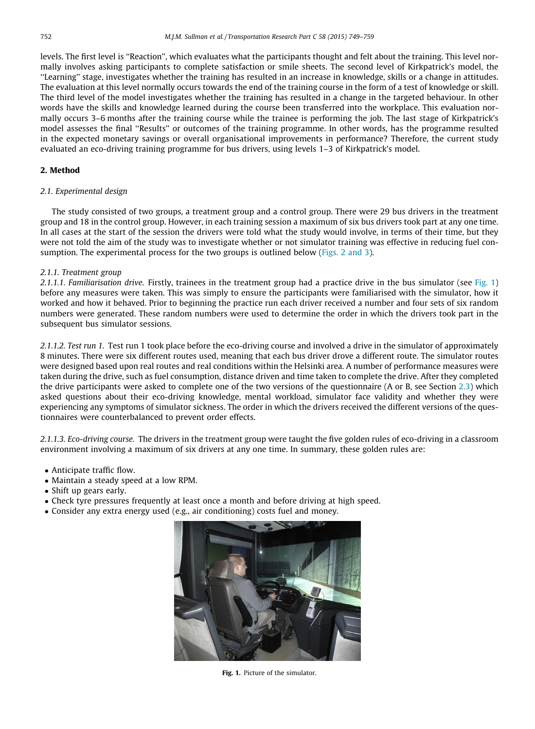levels. The first level is "Reaction", which evaluates what the participants thought and felt about the training. This level normally involves asking participants to complete satisfaction or smile sheets. The second level of Kirkpatrick's model, the "Learning" stage, investigates whether the training has resulted in an increase in knowledge, skills or a change in attitudes. The evaluation at this level normally occurs towards the end of the training course in the form of a test of knowledge or skill. The third level of the model investigates whether the training has resulted in a change in the targeted behaviour. In other words have the skills and knowledge learned during the course been transferred into the workplace. This evaluation normally occurs 3–6 months after the training course while the trainee is performing the job. The last stage of Kirkpatrick's model assesses the final "Results" or outcomes of the training programme. In other words, has the programme resulted in the expected monetary savings or overall organisational improvements in performance? Therefore, the current study evaluated an eco-driving training programme for bus drivers, using levels 1–3 of Kirkpatrick's model.

## 2. Method

### 2.1. Experimental design

The study consisted of two groups, a treatment group and a control group. There were 29 bus drivers in the treatment group and 18 in the control group. However, in each training session a maximum of six bus drivers took part at any one time. In all cases at the start of the session the drivers were told what the study would involve, in terms of their time, but they were not told the aim of the study was to investigate whether or not simulator training was effective in reducing fuel consumption. The experimental process for the two groups is outlined below (Figs. 2 and 3).

#### 2.1.1. Treatment group

*2.1.1.1. Familiarisation drive.* Firstly, trainees in the treatment group had a practice drive in the bus simulator (see Fig. 1) before any measures were taken. This was simply to ensure the participants were familiarised with the simulator, how it worked and how it behaved. Prior to beginning the practice run each driver received a number and four sets of six random numbers were generated. These random numbers were used to determine the order in which the drivers took part in the subsequent bus simulator sessions.

*2.1.1.2. Test run 1.* Test run 1 took place before the eco-driving course and involved a drive in the simulator of approximately 8 minutes. There were six different routes used, meaning that each bus driver drove a different route. The simulator routes were designed based upon real routes and real conditions within the Helsinki area. A number of performance measures were taken during the drive, such as fuel consumption, distance driven and time taken to complete the drive. After they completed the drive participants were asked to complete one of the two versions of the questionnaire (A or B, see Section 2.3) which asked questions about their eco-driving knowledge, mental workload, simulator face validity and whether they were experiencing any symptoms of simulator sickness. The order in which the drivers received the different versions of the questionnaires were counterbalanced to prevent order effects.

*2.1.1.3. Eco-driving course.* The drivers in the treatment group were taught the five golden rules of eco-driving in a classroom environment involving a maximum of six drivers at any one time. In summary, these golden rules are:

- Anticipate traffic flow.
- Maintain a steady speed at a low RPM.
- Shift up gears early.
- Check tyre pressures frequently at least once a month and before driving at high speed.
- Consider any extra energy used (e.g., air conditioning) costs fuel and money.

**Fig. 1.** Picture of the simulator.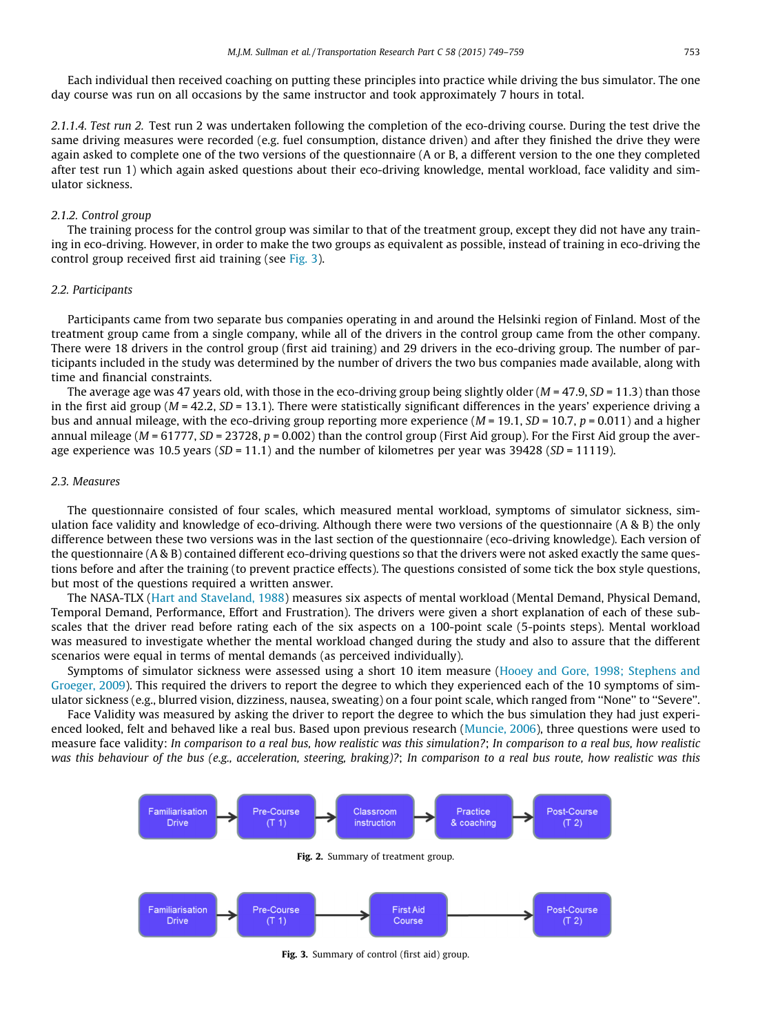Each individual then received coaching on putting these principles into practice while driving the bus simulator. The one day course was run on all occasions by the same instructor and took approximately 7 hours in total.

*2.1.1.4. Test run 2.* Test run 2 was undertaken following the completion of the eco-driving course. During the test drive the same driving measures were recorded (e.g. fuel consumption, distance driven) and after they finished the drive they were again asked to complete one of the two versions of the questionnaire (A or B, a different version to the one they completed after test run 1) which again asked questions about their eco-driving knowledge, mental workload, face validity and simulator sickness.

### 2.1.2. Control group

The training process for the control group was similar to that of the treatment group, except they did not have any training in eco-driving. However, in order to make the two groups as equivalent as possible, instead of training in eco-driving the control group received first aid training (see Fig. 3).

## 2.2. Participants

Participants came from two separate bus companies operating in and around the Helsinki region of Finland. Most of the treatment group came from a single company, while all of the drivers in the control group came from the other company. There were 18 drivers in the control group (first aid training) and 29 drivers in the eco-driving group. The number of participants included in the study was determined by the number of drivers the two bus companies made available, along with time and financial constraints.

The average age was 47 years old, with those in the eco-driving group being slightly older ($M = 47.9$, $SD = 11.3$) than those in the first aid group ($M = 42.2$, $SD = 13.1$). There were statistically significant differences in the years' experience driving a bus and annual mileage, with the eco-driving group reporting more experience ($M = 19.1$, $SD = 10.7$, $p = 0.011$) and a higher annual mileage ($M = 61777$, $SD = 23728$, $p = 0.002$) than the control group (First Aid group). For the First Aid group the average experience was 10.5 years ($SD = 11.1$) and the number of kilometres per year was 39428 ($SD = 11119$).

## 2.3. Measures

The questionnaire consisted of four scales, which measured mental workload, symptoms of simulator sickness, simulation face validity and knowledge of eco-driving. Although there were two versions of the questionnaire (A & B) the only difference between these two versions was in the last section of the questionnaire (eco-driving knowledge). Each version of the questionnaire (A & B) contained different eco-driving questions so that the drivers were not asked exactly the same questions before and after the training (to prevent practice effects). The questions consisted of some tick the box style questions, but most of the questions required a written answer.

The NASA-TLX (Hart and Staveland, 1988) measures six aspects of mental workload (Mental Demand, Physical Demand, Temporal Demand, Performance, Effort and Frustration). The drivers were given a short explanation of each of these subscales that the driver read before rating each of the six aspects on a 100-point scale (5-points steps). Mental workload was measured to investigate whether the mental workload changed during the study and also to assure that the different scenarios were equal in terms of mental demands (as perceived individually).

Symptoms of simulator sickness were assessed using a short 10 item measure (Hooey and Gore, 1998; Stephens and Groeger, 2009). This required the drivers to report the degree to which they experienced each of the 10 symptoms of simulator sickness (e.g., blurred vision, dizziness, nausea, sweating) on a four point scale, which ranged from "None" to "Severe".

Face Validity was measured by asking the driver to report the degree to which the bus simulation they had just experienced looked, felt and behaved like a real bus. Based upon previous research (Muncie, 2006), three questions were used to measure face validity: *In comparison to a real bus, how realistic was this simulation?*; *In comparison to a real bus, how realistic was this behaviour of the bus (e.g., acceleration, steering, braking)?*; *In comparison to a real bus route, how realistic was this*

Familiarisation Drive → Pre-Course (T 1) → Classroom instruction → Practice & coaching → Post-Course (T 2)

**Fig. 2.** Summary of treatment group.

Familiarisation Drive → Pre-Course (T 1) → First Aid Course → Post-Course (T 2)

**Fig. 3.** Summary of control (first aid) group.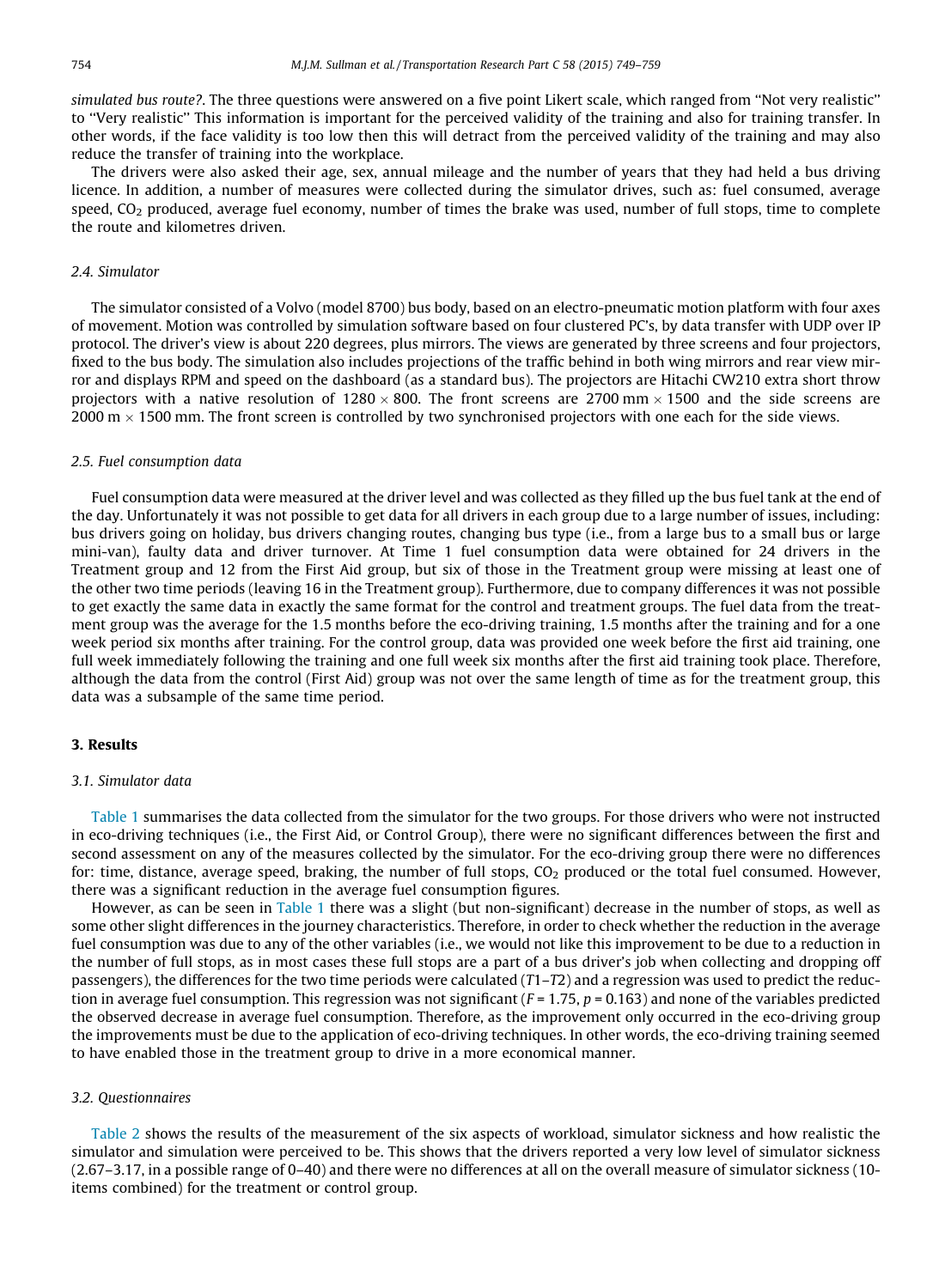simulated bus route?. The three questions were answered on a five point Likert scale, which ranged from ''Not very realistic'' to ''Very realistic'' This information is important for the perceived validity of the training and also for training transfer. In other words, if the face validity is too low then this will detract from the perceived validity of the training and may also reduce the transfer of training into the workplace.

The drivers were also asked their age, sex, annual mileage and the number of years that they had held a bus driving licence. In addition, a number of measures were collected during the simulator drives, such as: fuel consumed, average speed, $CO_2$ produced, average fuel economy, number of times the brake was used, number of full stops, time to complete the route and kilometres driven.

### 2.4. Simulator

The simulator consisted of a Volvo (model 8700) bus body, based on an electro-pneumatic motion platform with four axes of movement. Motion was controlled by simulation software based on four clustered PC's, by data transfer with UDP over IP protocol. The driver's view is about 220 degrees, plus mirrors. The views are generated by three screens and four projectors, fixed to the bus body. The simulation also includes projections of the traffic behind in both wing mirrors and rear view mirror and displays RPM and speed on the dashboard (as a standard bus). The projectors are Hitachi CW210 extra short throw projectors with a native resolution of $1280 \times 800$. The front screens are $2700\ \text{mm} \times 1500$ and the side screens are $2000\ \text{m} \times 1500\ \text{mm}$. The front screen is controlled by two synchronised projectors with one each for the side views.

### 2.5. Fuel consumption data

Fuel consumption data were measured at the driver level and was collected as they filled up the bus fuel tank at the end of the day. Unfortunately it was not possible to get data for all drivers in each group due to a large number of issues, including: bus drivers going on holiday, bus drivers changing routes, changing bus type (i.e., from a large bus to a small bus or large mini-van), faulty data and driver turnover. At Time 1 fuel consumption data were obtained for 24 drivers in the Treatment group and 12 from the First Aid group, but six of those in the Treatment group were missing at least one of the other two time periods (leaving 16 in the Treatment group). Furthermore, due to company differences it was not possible to get exactly the same data in exactly the same format for the control and treatment groups. The fuel data from the treatment group was the average for the 1.5 months before the eco-driving training, 1.5 months after the training and for a one week period six months after training. For the control group, data was provided one week before the first aid training, one full week immediately following the training and one full week six months after the first aid training took place. Therefore, although the data from the control (First Aid) group was not over the same length of time as for the treatment group, this data was a subsample of the same time period.

## 3. Results

### 3.1. Simulator data

Table 1 summarises the data collected from the simulator for the two groups. For those drivers who were not instructed in eco-driving techniques (i.e., the First Aid, or Control Group), there were no significant differences between the first and second assessment on any of the measures collected by the simulator. For the eco-driving group there were no differences for: time, distance, average speed, braking, the number of full stops, $CO_2$ produced or the total fuel consumed. However, there was a significant reduction in the average fuel consumption figures.

However, as can be seen in Table 1 there was a slight (but non-significant) decrease in the number of stops, as well as some other slight differences in the journey characteristics. Therefore, in order to check whether the reduction in the average fuel consumption was due to any of the other variables (i.e., we would not like this improvement to be due to a reduction in the number of full stops, as in most cases these full stops are a part of a bus driver's job when collecting and dropping off passengers), the differences for the two time periods were calculated (*T*1–*T*2) and a regression was used to predict the reduction in average fuel consumption. This regression was not significant ($F = 1.75$, $p = 0.163$) and none of the variables predicted the observed decrease in average fuel consumption. Therefore, as the improvement only occurred in the eco-driving group the improvements must be due to the application of eco-driving techniques. In other words, the eco-driving training seemed to have enabled those in the treatment group to drive in a more economical manner.

### 3.2. Questionnaires

Table 2 shows the results of the measurement of the six aspects of workload, simulator sickness and how realistic the simulator and simulation were perceived to be. This shows that the drivers reported a very low level of simulator sickness (2.67–3.17, in a possible range of 0–40) and there were no differences at all on the overall measure of simulator sickness (10-items combined) for the treatment or control group.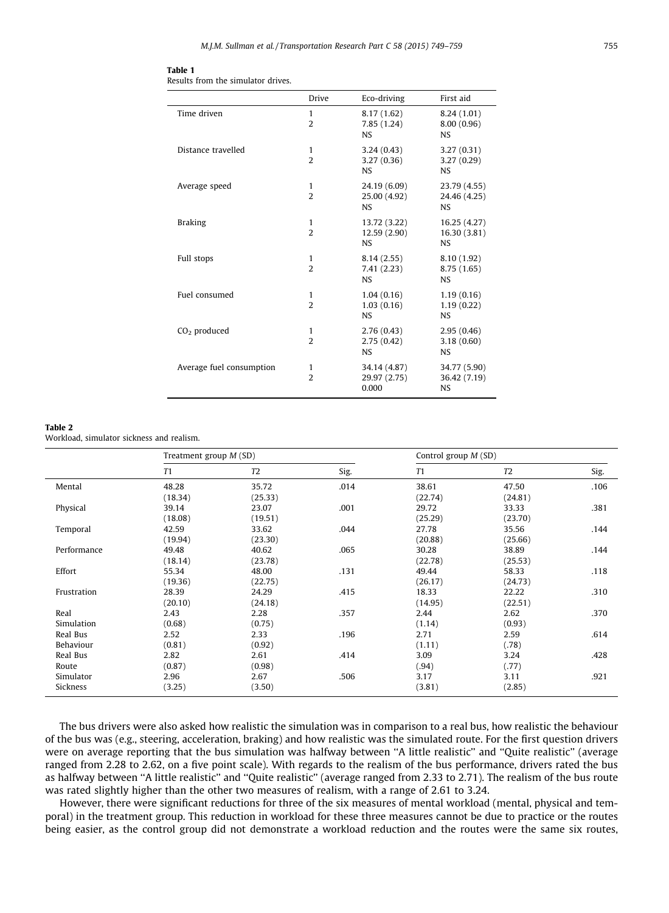**Table 1**
Results from the simulator drives.

| | Drive | Eco-driving | First aid |
|---|---|---|---|
| Time driven | 1 | 8.17 (1.62) | 8.24 (1.01) |
| | 2 | 7.85 (1.24) | 8.00 (0.96) |
| | | NS | NS |
| Distance travelled | 1 | 3.24 (0.43) | 3.27 (0.31) |
| | 2 | 3.27 (0.36) | 3.27 (0.29) |
| | | NS | NS |
| Average speed | 1 | 24.19 (6.09) | 23.79 (4.55) |
| | 2 | 25.00 (4.92) | 24.46 (4.25) |
| | | NS | NS |
| Braking | 1 | 13.72 (3.22) | 16.25 (4.27) |
| | 2 | 12.59 (2.90) | 16.30 (3.81) |
| | | NS | NS |
| Full stops | 1 | 8.14 (2.55) | 8.10 (1.92) |
| | 2 | 7.41 (2.23) | 8.75 (1.65) |
| | | NS | NS |
| Fuel consumed | 1 | 1.04 (0.16) | 1.19 (0.16) |
| | 2 | 1.03 (0.16) | 1.19 (0.22) |
| | | NS | NS |
| $CO_2$ produced | 1 | 2.76 (0.43) | 2.95 (0.46) |
| | 2 | 2.75 (0.42) | 3.18 (0.60) |
| | | NS | NS |
| Average fuel consumption | 1 | 34.14 (4.87) | 34.77 (5.90) |
| | 2 | 29.97 (2.75) | 36.42 (7.19) |
| | | 0.000 | NS |

**Table 2**
Workload, simulator sickness and realism.

| | Treatment group *M* (SD) | | | Control group *M* (SD) | | |
|---|---|---|---|---|---|---|
| | *T*1 | *T*2 | Sig. | *T*1 | *T*2 | Sig. |
| Mental | 48.28 (18.34) | 35.72 (25.33) | .014 | 38.61 (22.74) | 47.50 (24.81) | .106 |
| Physical | 39.14 (18.08) | 23.07 (19.51) | .001 | 29.72 (25.29) | 33.33 (23.70) | .381 |
| Temporal | 42.59 (19.94) | 33.62 (23.30) | .044 | 27.78 (20.88) | 35.56 (25.66) | .144 |
| Performance | 49.48 (18.14) | 40.62 (23.78) | .065 | 30.28 (22.78) | 38.89 (25.53) | .144 |
| Effort | 55.34 (19.36) | 48.00 (22.75) | .131 | 49.44 (26.17) | 58.33 (24.73) | .118 |
| Frustration | 28.39 (20.10) | 24.29 (24.18) | .415 | 18.33 (14.95) | 22.22 (22.51) | .310 |
| Real Simulation | 2.43 (0.68) | 2.28 (0.75) | .357 | 2.44 (1.14) | 2.62 (0.93) | .370 |
| Real Bus Behaviour | 2.52 (0.81) | 2.33 (0.92) | .196 | 2.71 (1.11) | 2.59 (.78) | .614 |
| Real Bus Route | 2.82 (0.87) | 2.61 (0.98) | .414 | 3.09 (.94) | 3.24 (.77) | .428 |
| Simulator Sickness | 2.96 (3.25) | 2.67 (3.50) | .506 | 3.17 (3.81) | 3.11 (2.85) | .921 |

The bus drivers were also asked how realistic the simulation was in comparison to a real bus, how realistic the behaviour of the bus was (e.g., steering, acceleration, braking) and how realistic was the simulated route. For the first question drivers were on average reporting that the bus simulation was halfway between ''A little realistic'' and ''Quite realistic'' (average ranged from 2.28 to 2.62, on a five point scale). With regards to the realism of the bus performance, drivers rated the bus as halfway between ''A little realistic'' and ''Quite realistic'' (average ranged from 2.33 to 2.71). The realism of the bus route was rated slightly higher than the other two measures of realism, with a range of 2.61 to 3.24.

However, there were significant reductions for three of the six measures of mental workload (mental, physical and temporal) in the treatment group. This reduction in workload for these three measures cannot be due to practice or the routes being easier, as the control group did not demonstrate a workload reduction and the routes were the same six routes,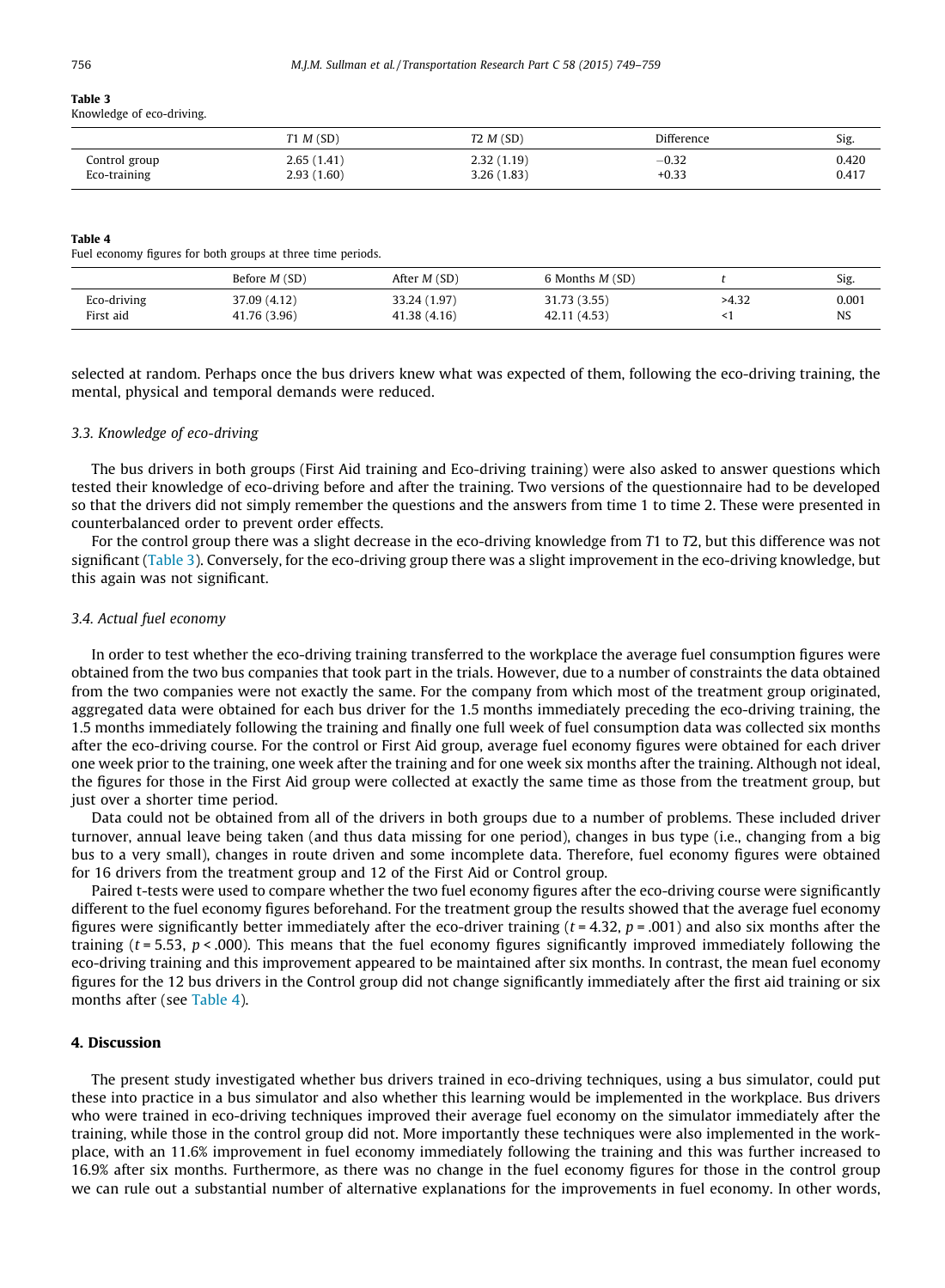**Table 3**
Knowledge of eco-driving.

| | $T1$ $M$ (SD) | $T2$ $M$ (SD) | Difference | Sig. |
|---|---|---|---|---|
| Control group | 2.65 (1.41) | 2.32 (1.19) | −0.32 | 0.420 |
| Eco-training | 2.93 (1.60) | 3.26 (1.83) | +0.33 | 0.417 |

**Table 4**
Fuel economy figures for both groups at three time periods.

| | Before $M$ (SD) | After $M$ (SD) | 6 Months $M$ (SD) | $t$ | Sig. |
|---|---|---|---|---|---|
| Eco-driving | 37.09 (4.12) | 33.24 (1.97) | 31.73 (3.55) | >4.32 | 0.001 |
| First aid | 41.76 (3.96) | 41.38 (4.16) | 42.11 (4.53) | <1 | NS |

selected at random. Perhaps once the bus drivers knew what was expected of them, following the eco-driving training, the mental, physical and temporal demands were reduced.

### 3.3. Knowledge of eco-driving

The bus drivers in both groups (First Aid training and Eco-driving training) were also asked to answer questions which tested their knowledge of eco-driving before and after the training. Two versions of the questionnaire had to be developed so that the drivers did not simply remember the questions and the answers from time 1 to time 2. These were presented in counterbalanced order to prevent order effects.

For the control group there was a slight decrease in the eco-driving knowledge from $T1$ to $T2$, but this difference was not significant (Table 3). Conversely, for the eco-driving group there was a slight improvement in the eco-driving knowledge, but this again was not significant.

### 3.4. Actual fuel economy

In order to test whether the eco-driving training transferred to the workplace the average fuel consumption figures were obtained from the two bus companies that took part in the trials. However, due to a number of constraints the data obtained from the two companies were not exactly the same. For the company from which most of the treatment group originated, aggregated data were obtained for each bus driver for the 1.5 months immediately preceding the eco-driving training, the 1.5 months immediately following the training and finally one full week of fuel consumption data was collected six months after the eco-driving course. For the control or First Aid group, average fuel economy figures were obtained for each driver one week prior to the training, one week after the training and for one week six months after the training. Although not ideal, the figures for those in the First Aid group were collected at exactly the same time as those from the treatment group, but just over a shorter time period.

Data could not be obtained from all of the drivers in both groups due to a number of problems. These included driver turnover, annual leave being taken (and thus data missing for one period), changes in bus type (i.e., changing from a big bus to a very small), changes in route driven and some incomplete data. Therefore, fuel economy figures were obtained for 16 drivers from the treatment group and 12 of the First Aid or Control group.

Paired t-tests were used to compare whether the two fuel economy figures after the eco-driving course were significantly different to the fuel economy figures beforehand. For the treatment group the results showed that the average fuel economy figures were significantly better immediately after the eco-driver training ($t = 4.32$, $p = .001$) and also six months after the training ($t = 5.53$, $p < .000$). This means that the fuel economy figures significantly improved immediately following the eco-driving training and this improvement appeared to be maintained after six months. In contrast, the mean fuel economy figures for the 12 bus drivers in the Control group did not change significantly immediately after the first aid training or six months after (see Table 4).

## 4. Discussion

The present study investigated whether bus drivers trained in eco-driving techniques, using a bus simulator, could put these into practice in a bus simulator and also whether this learning would be implemented in the workplace. Bus drivers who were trained in eco-driving techniques improved their average fuel economy on the simulator immediately after the training, while those in the control group did not. More importantly these techniques were also implemented in the workplace, with an 11.6% improvement in fuel economy immediately following the training and this was further increased to 16.9% after six months. Furthermore, as there was no change in the fuel economy figures for those in the control group we can rule out a substantial number of alternative explanations for the improvements in fuel economy. In other words,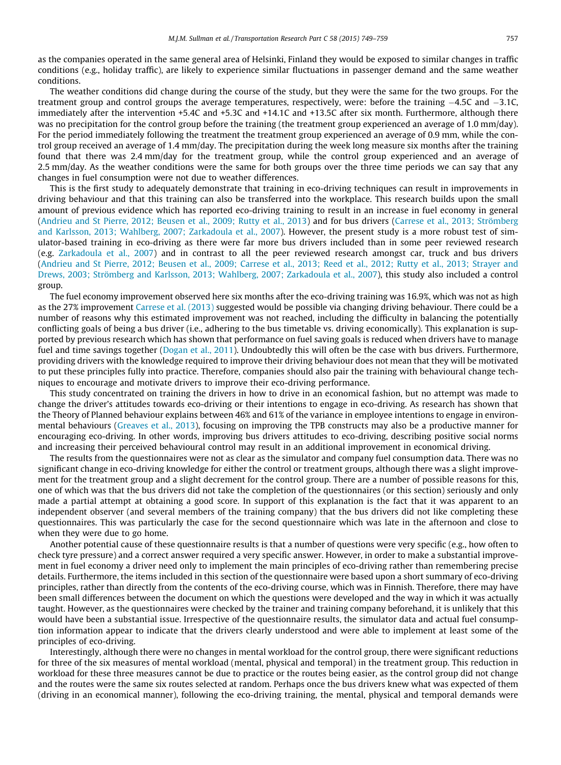as the companies operated in the same general area of Helsinki, Finland they would be exposed to similar changes in traffic conditions (e.g., holiday traffic), are likely to experience similar fluctuations in passenger demand and the same weather conditions.

The weather conditions did change during the course of the study, but they were the same for the two groups. For the treatment group and control groups the average temperatures, respectively, were: before the training −4.5C and −3.1C, immediately after the intervention +5.4C and +5.3C and +14.1C and +13.5C after six month. Furthermore, although there was no precipitation for the control group before the training (the treatment group experienced an average of 1.0 mm/day). For the period immediately following the treatment the treatment group experienced an average of 0.9 mm, while the control group received an average of 1.4 mm/day. The precipitation during the week long measure six months after the training found that there was 2.4 mm/day for the treatment group, while the control group experienced and an average of 2.5 mm/day. As the weather conditions were the same for both groups over the three time periods we can say that any changes in fuel consumption were not due to weather differences.

This is the first study to adequately demonstrate that training in eco-driving techniques can result in improvements in driving behaviour and that this training can also be transferred into the workplace. This research builds upon the small amount of previous evidence which has reported eco-driving training to result in an increase in fuel economy in general (Andrieu and St Pierre, 2012; Beusen et al., 2009; Rutty et al., 2013) and for bus drivers (Carrese et al., 2013; Strömberg and Karlsson, 2013; Wahlberg, 2007; Zarkadoula et al., 2007). However, the present study is a more robust test of simulator-based training in eco-driving as there were far more bus drivers included than in some peer reviewed research (e.g. Zarkadoula et al., 2007) and in contrast to all the peer reviewed research amongst car, truck and bus drivers (Andrieu and St Pierre, 2012; Beusen et al., 2009; Carrese et al., 2013; Reed et al., 2012; Rutty et al., 2013; Strayer and Drews, 2003; Strömberg and Karlsson, 2013; Wahlberg, 2007; Zarkadoula et al., 2007), this study also included a control group.

The fuel economy improvement observed here six months after the eco-driving training was 16.9%, which was not as high as the 27% improvement Carrese et al. (2013) suggested would be possible via changing driving behaviour. There could be a number of reasons why this estimated improvement was not reached, including the difficulty in balancing the potentially conflicting goals of being a bus driver (i.e., adhering to the bus timetable vs. driving economically). This explanation is supported by previous research which has shown that performance on fuel saving goals is reduced when drivers have to manage fuel and time savings together (Dogan et al., 2011). Undoubtedly this will often be the case with bus drivers. Furthermore, providing drivers with the knowledge required to improve their driving behaviour does not mean that they will be motivated to put these principles fully into practice. Therefore, companies should also pair the training with behavioural change techniques to encourage and motivate drivers to improve their eco-driving performance.

This study concentrated on training the drivers in how to drive in an economical fashion, but no attempt was made to change the driver's attitudes towards eco-driving or their intentions to engage in eco-driving. As research has shown that the Theory of Planned behaviour explains between 46% and 61% of the variance in employee intentions to engage in environmental behaviours (Greaves et al., 2013), focusing on improving the TPB constructs may also be a productive manner for encouraging eco-driving. In other words, improving bus drivers attitudes to eco-driving, describing positive social norms and increasing their perceived behavioural control may result in an additional improvement in economical driving.

The results from the questionnaires were not as clear as the simulator and company fuel consumption data. There was no significant change in eco-driving knowledge for either the control or treatment groups, although there was a slight improvement for the treatment group and a slight decrement for the control group. There are a number of possible reasons for this, one of which was that the bus drivers did not take the completion of the questionnaires (or this section) seriously and only made a partial attempt at obtaining a good score. In support of this explanation is the fact that it was apparent to an independent observer (and several members of the training company) that the bus drivers did not like completing these questionnaires. This was particularly the case for the second questionnaire which was late in the afternoon and close to when they were due to go home.

Another potential cause of these questionnaire results is that a number of questions were very specific (e.g., how often to check tyre pressure) and a correct answer required a very specific answer. However, in order to make a substantial improvement in fuel economy a driver need only to implement the main principles of eco-driving rather than remembering precise details. Furthermore, the items included in this section of the questionnaire were based upon a short summary of eco-driving principles, rather than directly from the contents of the eco-driving course, which was in Finnish. Therefore, there may have been small differences between the document on which the questions were developed and the way in which it was actually taught. However, as the questionnaires were checked by the trainer and training company beforehand, it is unlikely that this would have been a substantial issue. Irrespective of the questionnaire results, the simulator data and actual fuel consumption information appear to indicate that the drivers clearly understood and were able to implement at least some of the principles of eco-driving.

Interestingly, although there were no changes in mental workload for the control group, there were significant reductions for three of the six measures of mental workload (mental, physical and temporal) in the treatment group. This reduction in workload for these three measures cannot be due to practice or the routes being easier, as the control group did not change and the routes were the same six routes selected at random. Perhaps once the bus drivers knew what was expected of them (driving in an economical manner), following the eco-driving training, the mental, physical and temporal demands were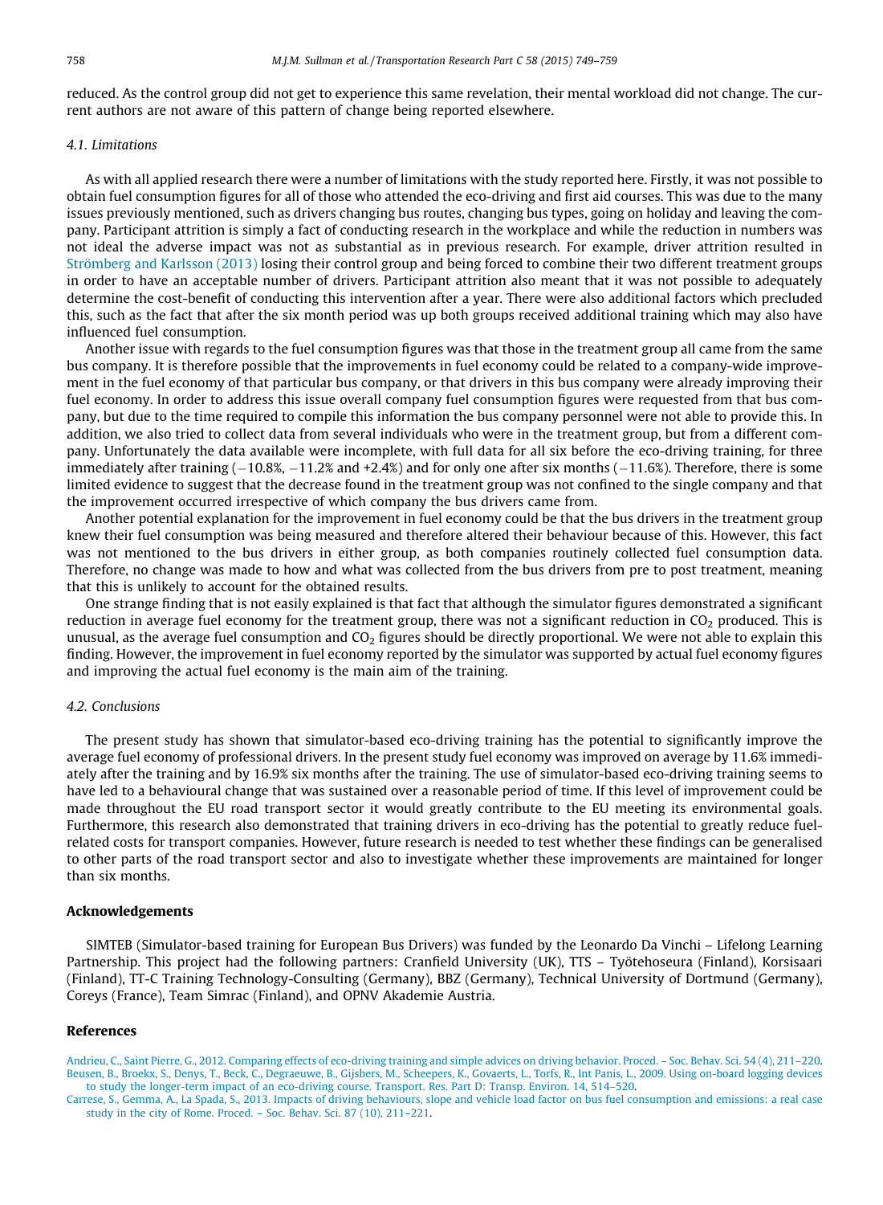reduced. As the control group did not get to experience this same revelation, their mental workload did not change. The current authors are not aware of this pattern of change being reported elsewhere.

### 4.1. Limitations

As with all applied research there were a number of limitations with the study reported here. Firstly, it was not possible to obtain fuel consumption figures for all of those who attended the eco-driving and first aid courses. This was due to the many issues previously mentioned, such as drivers changing bus routes, changing bus types, going on holiday and leaving the company. Participant attrition is simply a fact of conducting research in the workplace and while the reduction in numbers was not ideal the adverse impact was not as substantial as in previous research. For example, driver attrition resulted in Strömberg and Karlsson (2013) losing their control group and being forced to combine their two different treatment groups in order to have an acceptable number of drivers. Participant attrition also meant that it was not possible to adequately determine the cost-benefit of conducting this intervention after a year. There were also additional factors which precluded this, such as the fact that after the six month period was up both groups received additional training which may also have influenced fuel consumption.

Another issue with regards to the fuel consumption figures was that those in the treatment group all came from the same bus company. It is therefore possible that the improvements in fuel economy could be related to a company-wide improvement in the fuel economy of that particular bus company, or that drivers in this bus company were already improving their fuel economy. In order to address this issue overall company fuel consumption figures were requested from that bus company, but due to the time required to compile this information the bus company personnel were not able to provide this. In addition, we also tried to collect data from several individuals who were in the treatment group, but from a different company. Unfortunately the data available were incomplete, with full data for all six before the eco-driving training, for three immediately after training (−10.8%, −11.2% and +2.4%) and for only one after six months (−11.6%). Therefore, there is some limited evidence to suggest that the decrease found in the treatment group was not confined to the single company and that the improvement occurred irrespective of which company the bus drivers came from.

Another potential explanation for the improvement in fuel economy could be that the bus drivers in the treatment group knew their fuel consumption was being measured and therefore altered their behaviour because of this. However, this fact was not mentioned to the bus drivers in either group, as both companies routinely collected fuel consumption data. Therefore, no change was made to how and what was collected from the bus drivers from pre to post treatment, meaning that this is unlikely to account for the obtained results.

One strange finding that is not easily explained is that fact that although the simulator figures demonstrated a significant reduction in average fuel economy for the treatment group, there was not a significant reduction in $CO_2$ produced. This is unusual, as the average fuel consumption and $CO_2$ figures should be directly proportional. We were not able to explain this finding. However, the improvement in fuel economy reported by the simulator was supported by actual fuel economy figures and improving the actual fuel economy is the main aim of the training.

### 4.2. Conclusions

The present study has shown that simulator-based eco-driving training has the potential to significantly improve the average fuel economy of professional drivers. In the present study fuel economy was improved on average by 11.6% immediately after the training and by 16.9% six months after the training. The use of simulator-based eco-driving training seems to have led to a behavioural change that was sustained over a reasonable period of time. If this level of improvement could be made throughout the EU road transport sector it would greatly contribute to the EU meeting its environmental goals. Furthermore, this research also demonstrated that training drivers in eco-driving has the potential to greatly reduce fuel-related costs for transport companies. However, future research is needed to test whether these findings can be generalised to other parts of the road transport sector and also to investigate whether these improvements are maintained for longer than six months.

## Acknowledgements

SIMTEB (Simulator-based training for European Bus Drivers) was funded by the Leonardo Da Vinchi – Lifelong Learning Partnership. This project had the following partners: Cranfield University (UK), TTS – Työtehoseura (Finland), Korsisaari (Finland), TT-C Training Technology-Consulting (Germany), BBZ (Germany), Technical University of Dortmund (Germany), Coreys (France), Team Simrac (Finland), and OPNV Akademie Austria.

## References

Andrieu, C., Saint Pierre, G., 2012. Comparing effects of eco-driving training and simple advices on driving behavior. Proced. – Soc. Behav. Sci. 54 (4), 211–220.

Beusen, B., Broekx, S., Denys, T., Beck, C., Degraeuwe, B., Gijsbers, M., Scheepers, K., Govaerts, L., Torfs, R., Int Panis, L., 2009. Using on-board logging devices to study the longer-term impact of an eco-driving course. Transport. Res. Part D: Transp. Environ. 14, 514–520.

Carrese, S., Gemma, A., La Spada, S., 2013. Impacts of driving behaviours, slope and vehicle load factor on bus fuel consumption and emissions: a real case study in the city of Rome. Proced. – Soc. Behav. Sci. 87 (10), 211–221.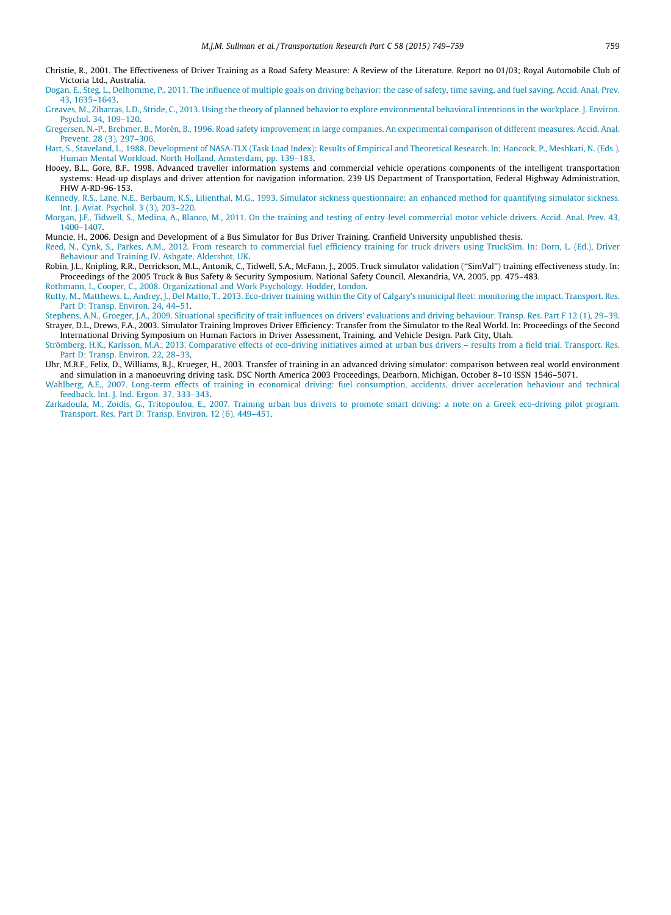Christie, R., 2001. The Effectiveness of Driver Training as a Road Safety Measure: A Review of the Literature. Report no 01/03; Royal Automobile Club of Victoria Ltd., Australia.

Dogan, E., Steg, L., Delhomme, P., 2011. The influence of multiple goals on driving behavior: the case of safety, time saving, and fuel saving. Accid. Anal. Prev. 43, 1635–1643.

Greaves, M., Zibarras, L.D., Stride, C., 2013. Using the theory of planned behavior to explore environmental behavioral intentions in the workplace. J. Environ. Psychol. 34, 109–120.

Gregersen, N.-P., Brehmer, B., Morén, B., 1996. Road safety improvement in large companies. An experimental comparison of different measures. Accid. Anal. Prevent. 28 (3), 297–306.

Hart, S., Staveland, L., 1988. Development of NASA-TLX (Task Load Index): Results of Empirical and Theoretical Research. In: Hancock, P., Meshkati, N. (Eds.), Human Mental Workload. North Holland, Amsterdam, pp. 139–183.

Hooey, B.L., Gore, B.F., 1998. Advanced traveller information systems and commercial vehicle operations components of the intelligent transportation systems: Head-up displays and driver attention for navigation information. 239 US Department of Transportation, Federal Highway Administration, FHW A-RD-96-153.

Kennedy, R.S., Lane, N.E., Berbaum, K.S., Lilienthal, M.G., 1993. Simulator sickness questionnaire: an enhanced method for quantifying simulator sickness. Int. J. Aviat. Psychol. 3 (3), 203–220.

Morgan, J.F., Tidwell, S., Medina, A., Blanco, M., 2011. On the training and testing of entry-level commercial motor vehicle drivers. Accid. Anal. Prev. 43, 1400–1407.

Muncie, H., 2006. Design and Development of a Bus Simulator for Bus Driver Training. Cranfield University unpublished thesis.

Reed, N., Cynk, S., Parkes, A.M., 2012. From research to commercial fuel efficiency training for truck drivers using TruckSim. In: Dorn, L. (Ed.), Driver Behaviour and Training IV. Ashgate, Aldershot, UK.

Robin, J.L., Knipling, R.R., Derrickson, M.L., Antonik, C., Tidwell, S.A., McFann, J., 2005. Truck simulator validation (''SimVal'') training effectiveness study. In: Proceedings of the 2005 Truck & Bus Safety & Security Symposium. National Safety Council, Alexandria, VA, 2005, pp. 475–483.

Rothmann, I., Cooper, C., 2008. Organizational and Work Psychology. Hodder, London.

Rutty, M., Matthews, L., Andrey, J., Del Matto, T., 2013. Eco-driver training within the City of Calgary's municipal fleet: monitoring the impact. Transport. Res. Part D: Transp. Environ. 24, 44–51.

Stephens, A.N., Groeger, J.A., 2009. Situational specificity of trait influences on drivers' evaluations and driving behaviour. Transp. Res. Part F 12 (1), 29–39.

Strayer, D.L., Drews, F.A., 2003. Simulator Training Improves Driver Efficiency: Transfer from the Simulator to the Real World. In: Proceedings of the Second International Driving Symposium on Human Factors in Driver Assessment, Training, and Vehicle Design. Park City, Utah.

Strömberg, H.K., Karlsson, M.A., 2013. Comparative effects of eco-driving initiatives aimed at urban bus drivers – results from a field trial. Transport. Res. Part D: Transp. Environ. 22, 28–33.

Uhr, M.B.F., Felix, D., Williams, B.J., Krueger, H., 2003. Transfer of training in an advanced driving simulator: comparison between real world environment and simulation in a manoeuvring driving task. DSC North America 2003 Proceedings, Dearborn, Michigan, October 8–10 ISSN 1546–5071.

Wahlberg, A.E., 2007. Long-term effects of training in economical driving: fuel consumption, accidents, driver acceleration behaviour and technical feedback. Int. J. Ind. Ergon. 37, 333–343.

Zarkadoula, M., Zoidis, G., Tritopoulou, E., 2007. Training urban bus drivers to promote smart driving: a note on a Greek eco-driving pilot program. Transport. Res. Part D: Transp. Environ. 12 (6), 449–451.